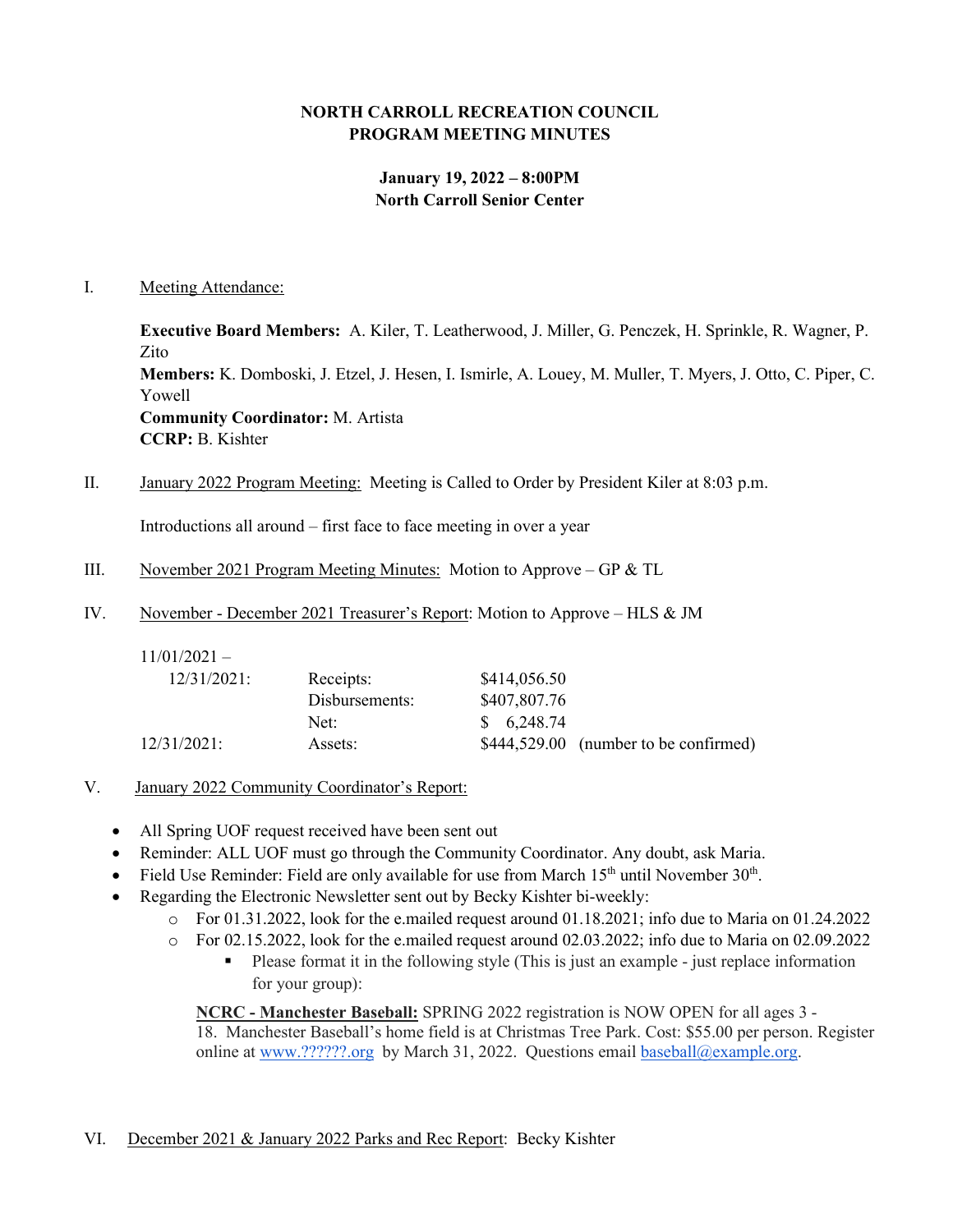**NORTH CARROLL RECREATION COUNCIL**
**PROGRAM MEETING MINUTES**

**January 19, 2022 – 8:00PM**
**North Carroll Senior Center**

I. Meeting Attendance:

**Executive Board Members:** A. Kiler, T. Leatherwood, J. Miller, G. Penczek, H. Sprinkle, R. Wagner, P. Zito
**Members:** K. Domboski, J. Etzel, J. Hesen, I. Ismirle, A. Louey, M. Muller, T. Myers, J. Otto, C. Piper, C. Yowell
**Community Coordinator:** M. Artista
**CCRP:** B. Kishter

II. January 2022 Program Meeting: Meeting is Called to Order by President Kiler at 8:03 p.m.

Introductions all around – first face to face meeting in over a year

III. November 2021 Program Meeting Minutes: Motion to Approve – GP & TL

IV. November - December 2021 Treasurer's Report: Motion to Approve – HLS & JM

| | | | |
|---|---|---|---|
| 11/01/2021 – 12/31/2021: | Receipts: | $414,056.50 | |
| | Disbursements: | $407,807.76 | |
| | Net: | $ 6,248.74 | |
| 12/31/2021: | Assets: | $444,529.00 | (number to be confirmed) |

V. January 2022 Community Coordinator's Report:

- All Spring UOF request received have been sent out
- Reminder: ALL UOF must go through the Community Coordinator. Any doubt, ask Maria.
- Field Use Reminder: Field are only available for use from March 15th until November 30th.
- Regarding the Electronic Newsletter sent out by Becky Kishter bi-weekly:
  - For 01.31.2022, look for the e.mailed request around 01.18.2021; info due to Maria on 01.24.2022
  - For 02.15.2022, look for the e.mailed request around 02.03.2022; info due to Maria on 02.09.2022
    - Please format it in the following style (This is just an example - just replace information for your group):

**NCRC - Manchester Baseball:** SPRING 2022 registration is NOW OPEN for all ages 3 - 18. Manchester Baseball's home field is at Christmas Tree Park. Cost: $55.00 per person. Register online at www.??????.org by March 31, 2022. Questions email baseball@example.org.

VI. December 2021 & January 2022 Parks and Rec Report: Becky Kishter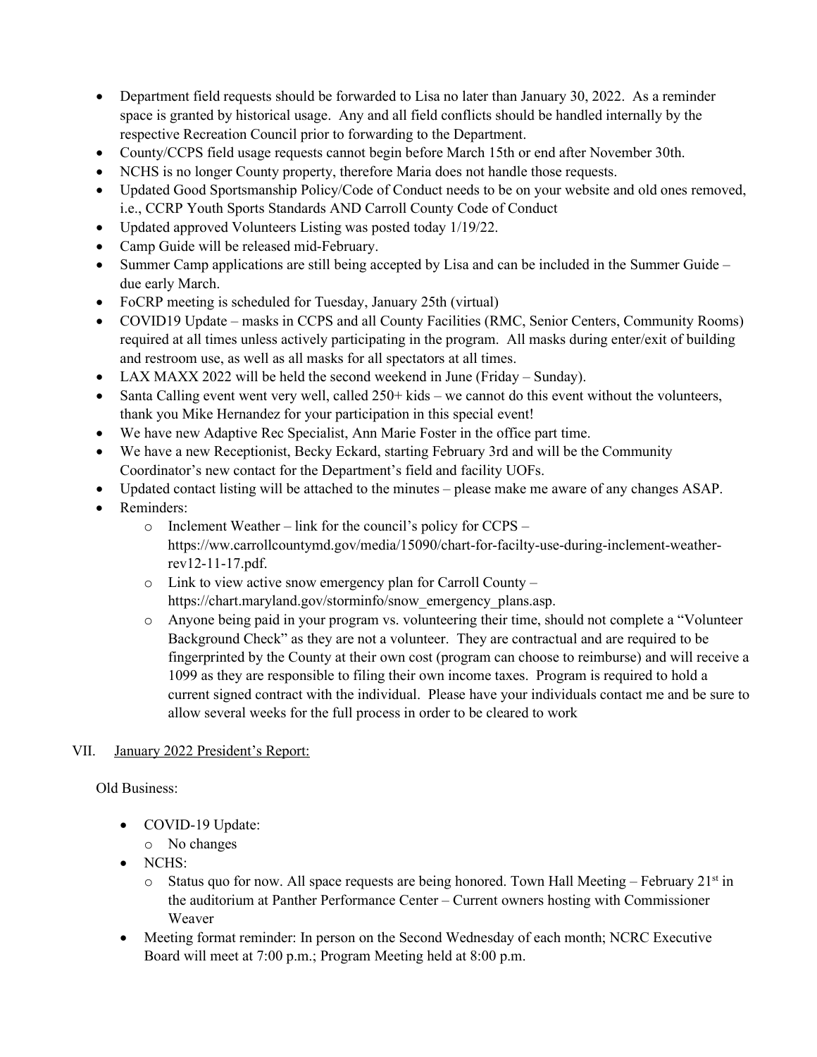- Department field requests should be forwarded to Lisa no later than January 30, 2022. As a reminder space is granted by historical usage. Any and all field conflicts should be handled internally by the respective Recreation Council prior to forwarding to the Department.
- County/CCPS field usage requests cannot begin before March 15th or end after November 30th.
- NCHS is no longer County property, therefore Maria does not handle those requests.
- Updated Good Sportsmanship Policy/Code of Conduct needs to be on your website and old ones removed, i.e., CCRP Youth Sports Standards AND Carroll County Code of Conduct
- Updated approved Volunteers Listing was posted today 1/19/22.
- Camp Guide will be released mid-February.
- Summer Camp applications are still being accepted by Lisa and can be included in the Summer Guide – due early March.
- FoCRP meeting is scheduled for Tuesday, January 25th (virtual)
- COVID19 Update – masks in CCPS and all County Facilities (RMC, Senior Centers, Community Rooms) required at all times unless actively participating in the program. All masks during enter/exit of building and restroom use, as well as all masks for all spectators at all times.
- LAX MAXX 2022 will be held the second weekend in June (Friday – Sunday).
- Santa Calling event went very well, called 250+ kids – we cannot do this event without the volunteers, thank you Mike Hernandez for your participation in this special event!
- We have new Adaptive Rec Specialist, Ann Marie Foster in the office part time.
- We have a new Receptionist, Becky Eckard, starting February 3rd and will be the Community Coordinator's new contact for the Department's field and facility UOFs.
- Updated contact listing will be attached to the minutes – please make me aware of any changes ASAP.
- Reminders:
  - Inclement Weather – link for the council's policy for CCPS – https://ww.carrollcountymd.gov/media/15090/chart-for-facilty-use-during-inclement-weather-rev12-11-17.pdf.
  - Link to view active snow emergency plan for Carroll County – https://chart.maryland.gov/storminfo/snow_emergency_plans.asp.
  - Anyone being paid in your program vs. volunteering their time, should not complete a "Volunteer Background Check" as they are not a volunteer. They are contractual and are required to be fingerprinted by the County at their own cost (program can choose to reimburse) and will receive a 1099 as they are responsible to filing their own income taxes. Program is required to hold a current signed contract with the individual. Please have your individuals contact me and be sure to allow several weeks for the full process in order to be cleared to work

VII. January 2022 President's Report:

Old Business:

- COVID-19 Update:
  - No changes
- NCHS:
  - Status quo for now. All space requests are being honored. Town Hall Meeting – February 21st in the auditorium at Panther Performance Center – Current owners hosting with Commissioner Weaver
- Meeting format reminder: In person on the Second Wednesday of each month; NCRC Executive Board will meet at 7:00 p.m.; Program Meeting held at 8:00 p.m.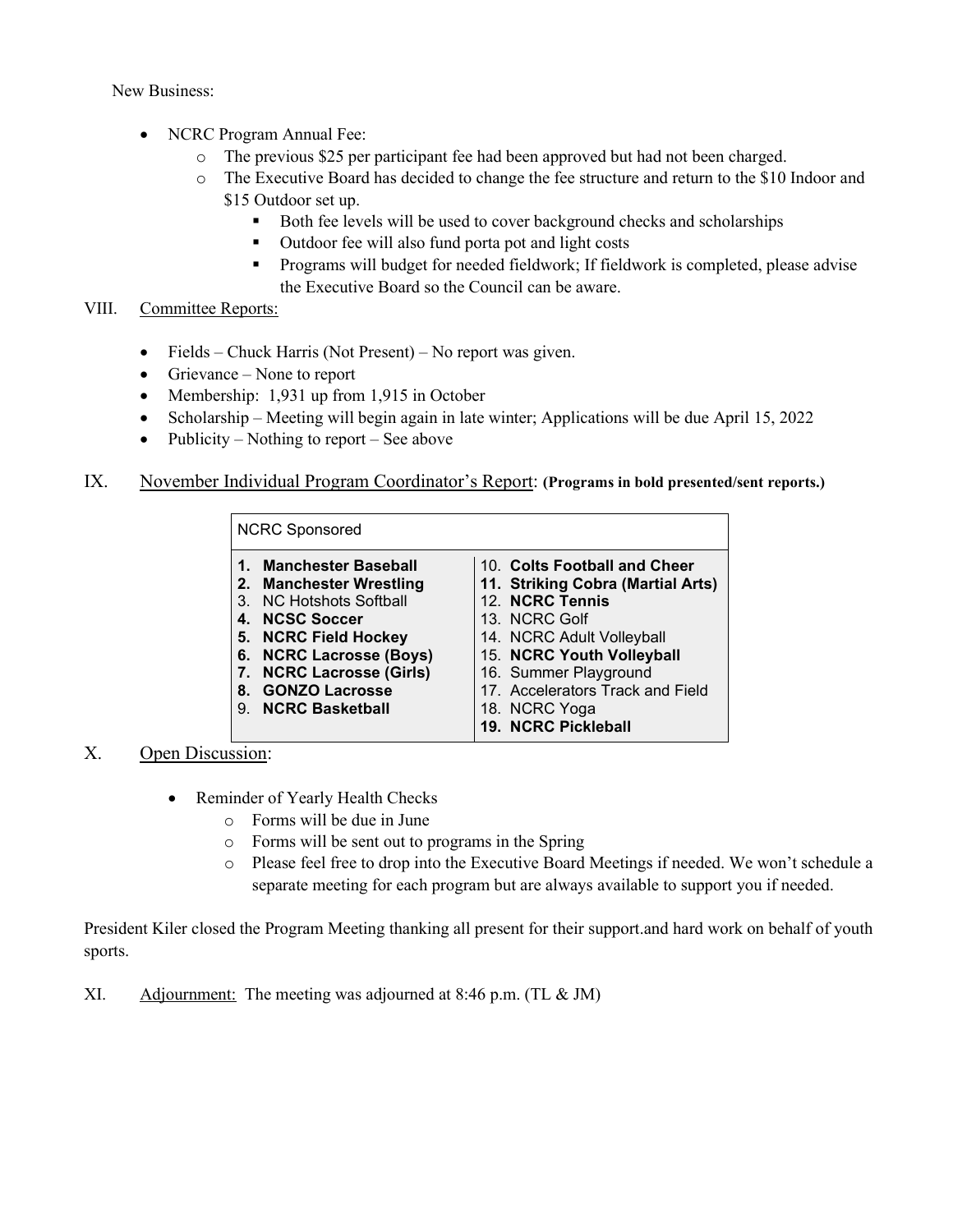New Business:

- NCRC Program Annual Fee:
  - The previous $25 per participant fee had been approved but had not been charged.
  - The Executive Board has decided to change the fee structure and return to the $10 Indoor and $15 Outdoor set up.
    - Both fee levels will be used to cover background checks and scholarships
    - Outdoor fee will also fund porta pot and light costs
    - Programs will budget for needed fieldwork; If fieldwork is completed, please advise the Executive Board so the Council can be aware.

VIII. Committee Reports:

- Fields – Chuck Harris (Not Present) – No report was given.
- Grievance – None to report
- Membership: 1,931 up from 1,915 in October
- Scholarship – Meeting will begin again in late winter; Applications will be due April 15, 2022
- Publicity – Nothing to report – See above

IX. November Individual Program Coordinator's Report: **(Programs in bold presented/sent reports.)**

| NCRC Sponsored | |
|---|---|
| **1. Manchester Baseball** | 10. **Colts Football and Cheer** |
| **2. Manchester Wrestling** | **11. Striking Cobra (Martial Arts)** |
| 3. NC Hotshots Softball | 12. **NCRC Tennis** |
| **4. NCSC Soccer** | 13. NCRC Golf |
| **5. NCRC Field Hockey** | 14. NCRC Adult Volleyball |
| **6. NCRC Lacrosse (Boys)** | 15. **NCRC Youth Volleyball** |
| **7. NCRC Lacrosse (Girls)** | 16. Summer Playground |
| **8. GONZO Lacrosse** | 17. Accelerators Track and Field |
| 9. **NCRC Basketball** | 18. NCRC Yoga |
| | **19. NCRC Pickleball** |

X. Open Discussion:

- Reminder of Yearly Health Checks
  - Forms will be due in June
  - Forms will be sent out to programs in the Spring
  - Please feel free to drop into the Executive Board Meetings if needed. We won't schedule a separate meeting for each program but are always available to support you if needed.

President Kiler closed the Program Meeting thanking all present for their support.and hard work on behalf of youth sports.

XI. Adjournment: The meeting was adjourned at 8:46 p.m. (TL & JM)